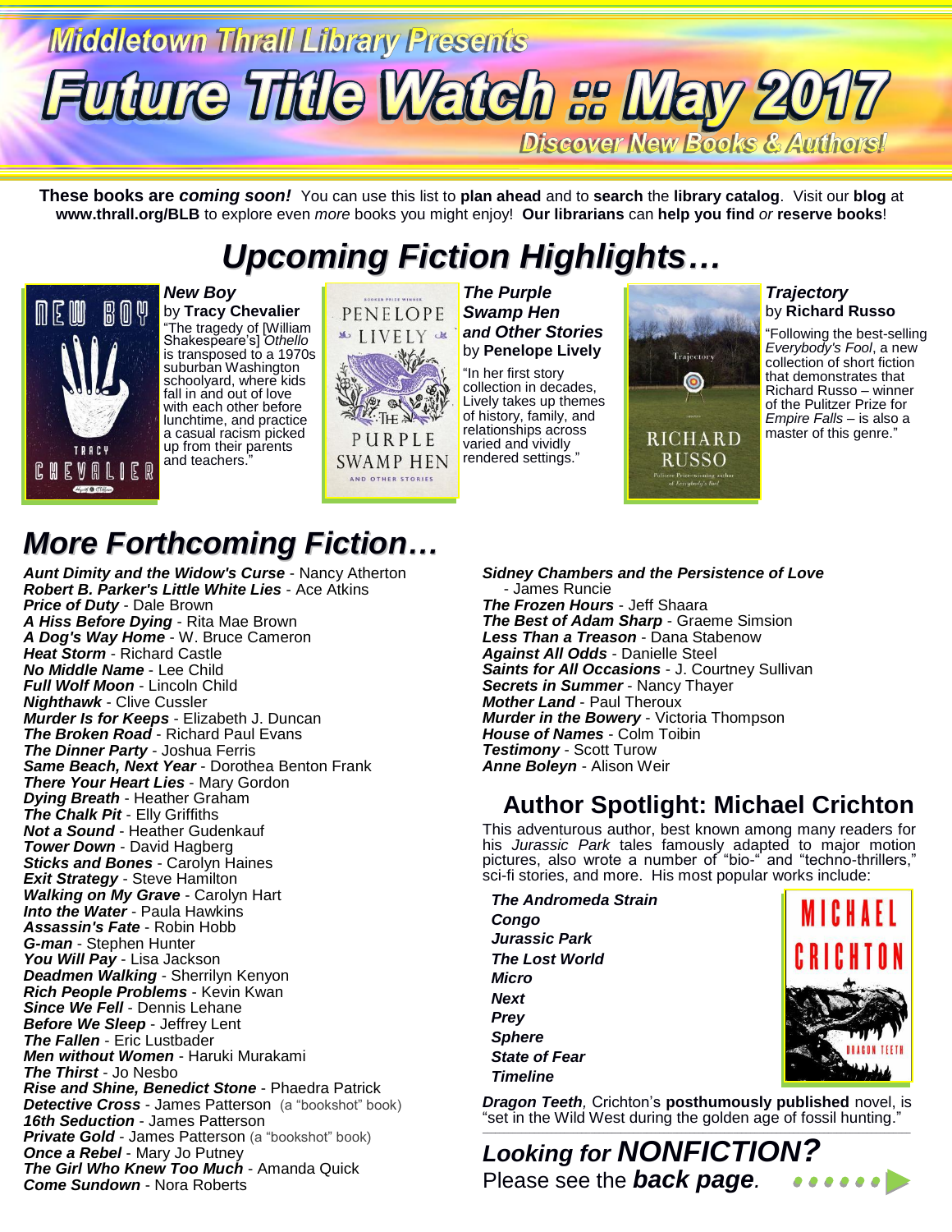# Middletown Thrall Library Presents

# Future Title Watch :: May 2017

**Discover New Books & Authors!**

**These books are *coming soon!*** You can use this list to **plan ahead** and to **search** the **library catalog**. Visit our **blog** at **www.thrall.org/BLB** to explore even *more* books you might enjoy! **Our librarians** can **help you find** *or* **reserve books**!

## *Upcoming Fiction Highlights…*

***New Boy***
by **Tracy Chevalier**
"The tragedy of [William Shakespeare's] *Othello* is transposed to a 1970s suburban Washington schoolyard, where kids fall in and out of love with each other before lunchtime, and practice a casual racism picked up from their parents and teachers."

***The Purple Swamp Hen and Other Stories***
by **Penelope Lively**
"In her first story collection in decades, Lively takes up themes of history, family, and relationships across varied and vividly rendered settings."

***Trajectory***
by **Richard Russo**
"Following the best-selling *Everybody's Fool*, a new collection of short fiction that demonstrates that Richard Russo – winner of the Pulitzer Prize for *Empire Falls* – is also a master of this genre."

## *More Forthcoming Fiction…*

***Aunt Dimity and the Widow's Curse*** - Nancy Atherton
***Robert B. Parker's Little White Lies*** - Ace Atkins
***Price of Duty*** - Dale Brown
***A Hiss Before Dying*** - Rita Mae Brown
***A Dog's Way Home*** - W. Bruce Cameron
***Heat Storm*** - Richard Castle
***No Middle Name*** - Lee Child
***Full Wolf Moon*** - Lincoln Child
***Nighthawk*** - Clive Cussler
***Murder Is for Keeps*** - Elizabeth J. Duncan
***The Broken Road*** - Richard Paul Evans
***The Dinner Party*** - Joshua Ferris
***Same Beach, Next Year*** - Dorothea Benton Frank
***There Your Heart Lies*** - Mary Gordon
***Dying Breath*** - Heather Graham
***The Chalk Pit*** - Elly Griffiths
***Not a Sound*** - Heather Gudenkauf
***Tower Down*** - David Hagberg
***Sticks and Bones*** - Carolyn Haines
***Exit Strategy*** - Steve Hamilton
***Walking on My Grave*** - Carolyn Hart
***Into the Water*** - Paula Hawkins
***Assassin's Fate*** - Robin Hobb
***G-man*** - Stephen Hunter
***You Will Pay*** - Lisa Jackson
***Deadmen Walking*** - Sherrilyn Kenyon
***Rich People Problems*** - Kevin Kwan
***Since We Fell*** - Dennis Lehane
***Before We Sleep*** - Jeffrey Lent
***The Fallen*** - Eric Lustbader
***Men without Women*** - Haruki Murakami
***The Thirst*** - Jo Nesbo
***Rise and Shine, Benedict Stone*** - Phaedra Patrick
***Detective Cross*** - James Patterson (a "bookshot" book)
***16th Seduction*** - James Patterson
***Private Gold*** - James Patterson (a "bookshot" book)
***Once a Rebel*** - Mary Jo Putney
***The Girl Who Knew Too Much*** - Amanda Quick
***Come Sundown*** - Nora Roberts
***Sidney Chambers and the Persistence of Love*** - James Runcie
***The Frozen Hours*** - Jeff Shaara
***The Best of Adam Sharp*** - Graeme Simsion
***Less Than a Treason*** - Dana Stabenow
***Against All Odds*** - Danielle Steel
***Saints for All Occasions*** - J. Courtney Sullivan
***Secrets in Summer*** - Nancy Thayer
***Mother Land*** - Paul Theroux
***Murder in the Bowery*** - Victoria Thompson
***House of Names*** - Colm Toibin
***Testimony*** - Scott Turow
***Anne Boleyn*** - Alison Weir

## Author Spotlight: Michael Crichton

This adventurous author, best known among many readers for his *Jurassic Park* tales famously adapted to major motion pictures, also wrote a number of "bio-" and "techno-thrillers," sci-fi stories, and more. His most popular works include:

***The Andromeda Strain***
***Congo***
***Jurassic Park***
***The Lost World***
***Micro***
***Next***
***Prey***
***Sphere***
***State of Fear***
***Timeline***

***Dragon Teeth***, Crichton's **posthumously published** novel, is "set in the Wild West during the golden age of fossil hunting."

## *Looking for **NONFICTION?***

Please see the ***back page***.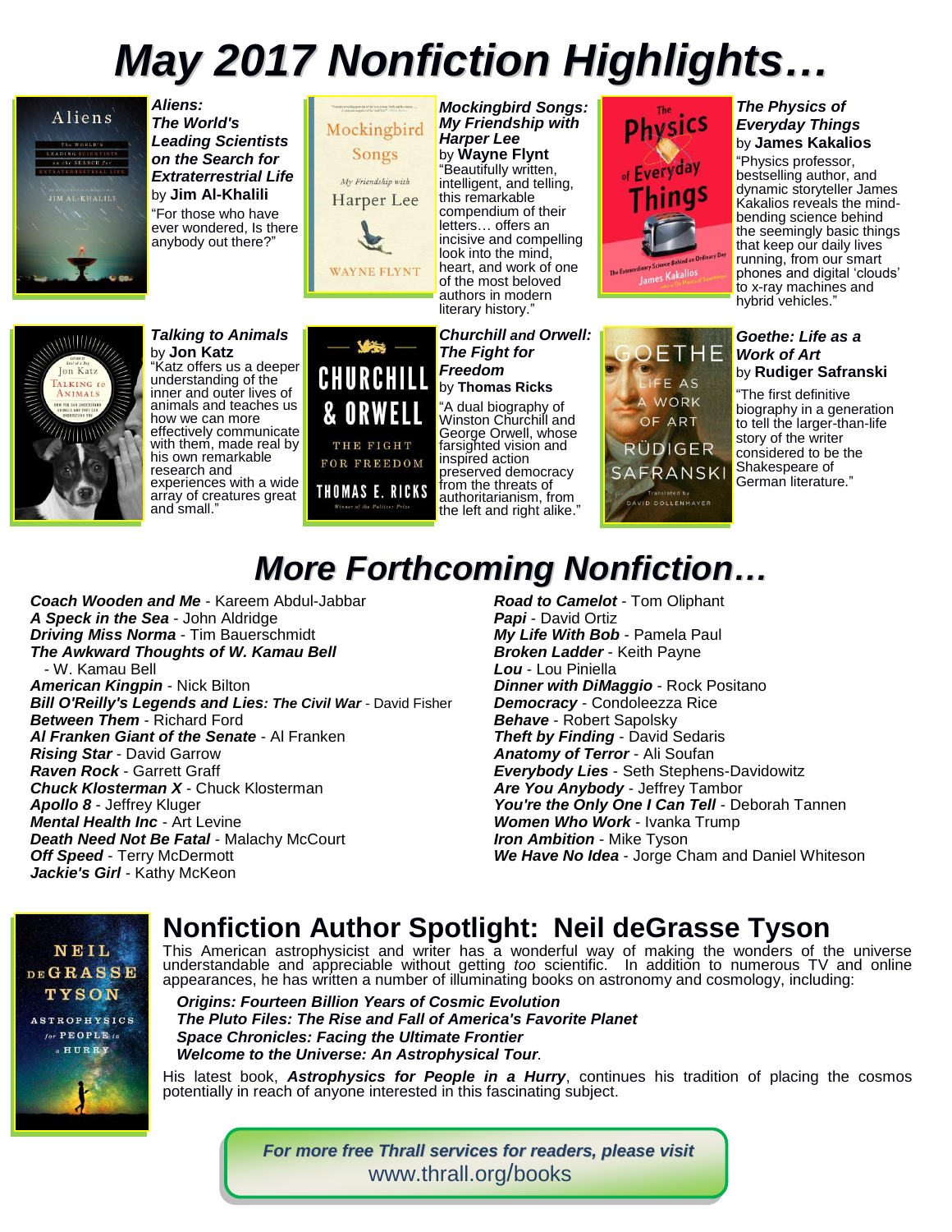# May 2017 Nonfiction Highlights…

***Aliens: The World's Leading Scientists on the Search for Extraterrestrial Life***
by **Jim Al-Khalili**
"For those who have ever wondered, Is there anybody out there?"

***Mockingbird Songs: My Friendship with Harper Lee***
by **Wayne Flynt**
"Beautifully written, intelligent, and telling, this remarkable compendium of their letters… offers an incisive and compelling look into the mind, heart, and work of one of the most beloved authors in modern literary history."

***The Physics of Everyday Things***
by **James Kakalios**
"Physics professor, bestselling author, and dynamic storyteller James Kakalios reveals the mind-bending science behind the seemingly basic things that keep our daily lives running, from our smart phones and digital 'clouds' to x-ray machines and hybrid vehicles."

***Talking to Animals***
by **Jon Katz**
"Katz offers us a deeper understanding of the inner and outer lives of animals and teaches us how we can more effectively communicate with them, made real by his own remarkable research and experiences with a wide array of creatures great and small."

***Churchill and Orwell: The Fight for Freedom***
by **Thomas Ricks**
"A dual biography of Winston Churchill and George Orwell, whose farsighted vision and inspired action preserved democracy from the threats of authoritarianism, from the left and right alike."

***Goethe: Life as a Work of Art***
by **Rudiger Safranski**
"The first definitive biography in a generation to tell the larger-than-life story of the writer considered to be the Shakespeare of German literature."

# More Forthcoming Nonfiction…

***Coach Wooden and Me*** - Kareem Abdul-Jabbar
***A Speck in the Sea*** - John Aldridge
***Driving Miss Norma*** - Tim Bauerschmidt
***The Awkward Thoughts of W. Kamau Bell*** - W. Kamau Bell
***American Kingpin*** - Nick Bilton
***Bill O'Reilly's Legends and Lies: The Civil War*** - David Fisher
***Between Them*** - Richard Ford
***Al Franken Giant of the Senate*** - Al Franken
***Rising Star*** - David Garrow
***Raven Rock*** - Garrett Graff
***Chuck Klosterman X*** - Chuck Klosterman
***Apollo 8*** - Jeffrey Kluger
***Mental Health Inc*** - Art Levine
***Death Need Not Be Fatal*** - Malachy McCourt
***Off Speed*** - Terry McDermott
***Jackie's Girl*** - Kathy McKeon
***Road to Camelot*** - Tom Oliphant
***Papi*** - David Ortiz
***My Life With Bob*** - Pamela Paul
***Broken Ladder*** - Keith Payne
***Lou*** - Lou Piniella
***Dinner with DiMaggio*** - Rock Positano
***Democracy*** - Condoleezza Rice
***Behave*** - Robert Sapolsky
***Theft by Finding*** - David Sedaris
***Anatomy of Terror*** - Ali Soufan
***Everybody Lies*** - Seth Stephens-Davidowitz
***Are You Anybody*** - Jeffrey Tambor
***You're the Only One I Can Tell*** - Deborah Tannen
***Women Who Work*** - Ivanka Trump
***Iron Ambition*** - Mike Tyson
***We Have No Idea*** - Jorge Cham and Daniel Whiteson

## Nonfiction Author Spotlight: Neil deGrasse Tyson

This American astrophysicist and writer has a wonderful way of making the wonders of the universe understandable and appreciable without getting *too* scientific. In addition to numerous TV and online appearances, he has written a number of illuminating books on astronomy and cosmology, including:

***Origins: Fourteen Billion Years of Cosmic Evolution***
***The Pluto Files: The Rise and Fall of America's Favorite Planet***
***Space Chronicles: Facing the Ultimate Frontier***
***Welcome to the Universe: An Astrophysical Tour***.

His latest book, ***Astrophysics for People in a Hurry***, continues his tradition of placing the cosmos potentially in reach of anyone interested in this fascinating subject.

***For more free Thrall services for readers, please visit***
www.thrall.org/books